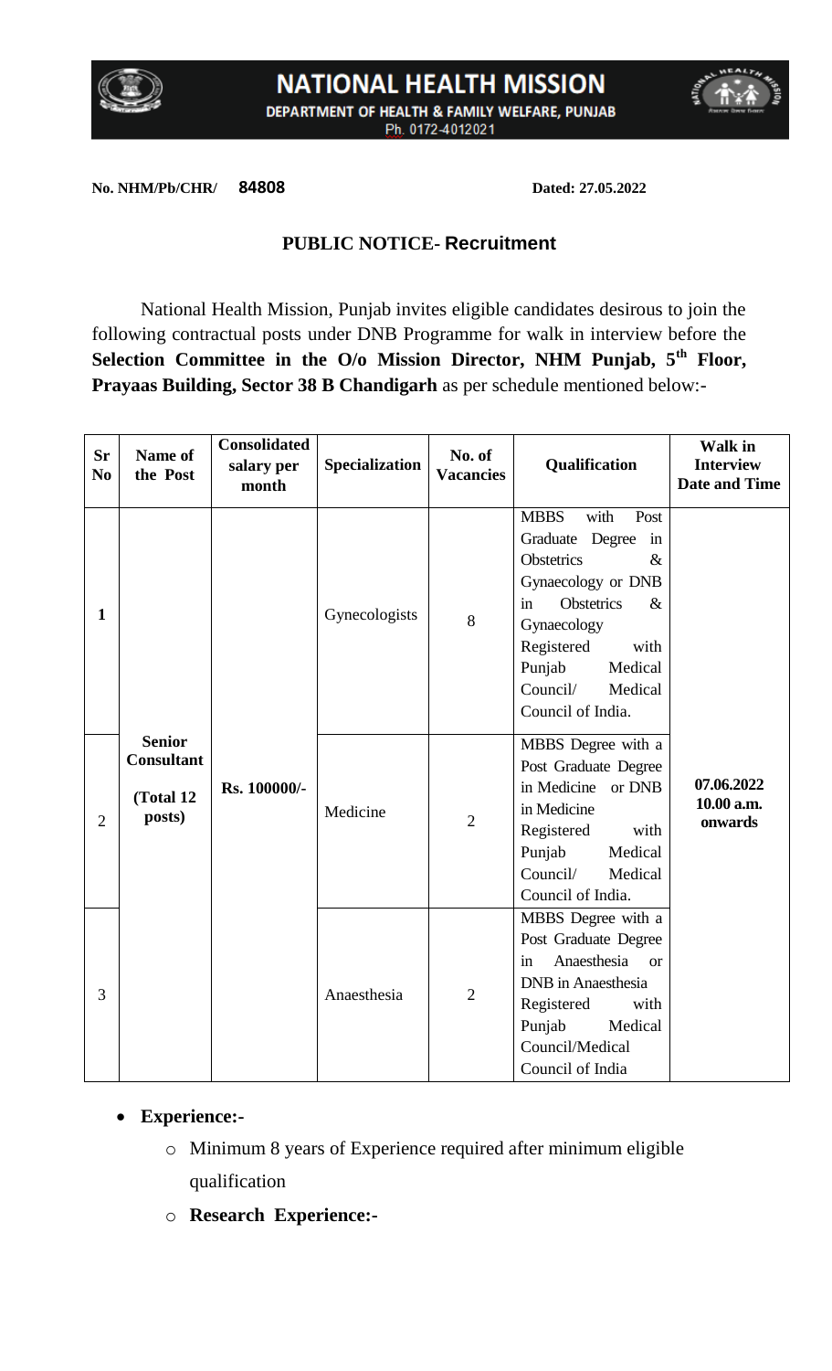# NATIONAL HEALTH MISSION

DEPARTMENT OF HEALTH & FAMILY WELFARE, PUNJAB

Ph. 0172-4012021

**No. NHM/Pb/CHR/ 84808** **Dated: 27.05.2022**

## PUBLIC NOTICE- Recruitment

National Health Mission, Punjab invites eligible candidates desirous to join the following contractual posts under DNB Programme for walk in interview before the **Selection Committee in the O/o Mission Director, NHM Punjab, 5th Floor, Prayaas Building, Sector 38 B Chandigarh** as per schedule mentioned below:-

| Sr No | Name of the Post | Consolidated salary per month | Specialization | No. of Vacancies | Qualification | Walk in Interview Date and Time |
|---|---|---|---|---|---|---|
| 1 | Senior Consultant (Total 12 posts) | Rs. 100000/- | Gynecologists | 8 | MBBS with Post Graduate Degree in Obstetrics & Gynaecology or DNB in Obstetrics & Gynaecology Registered with Punjab Medical Council/ Medical Council of India. | 07.06.2022 10.00 a.m. onwards |
| 2 | | | Medicine | 2 | MBBS Degree with a Post Graduate Degree in Medicine or DNB in Medicine Registered with Punjab Medical Council/ Medical Council of India. | |
| 3 | | | Anaesthesia | 2 | MBBS Degree with a Post Graduate Degree in Anaesthesia or DNB in Anaesthesia Registered with Punjab Medical Council/Medical Council of India | |

- **Experience:-**
  - Minimum 8 years of Experience required after minimum eligible qualification
  - **Research Experience:-**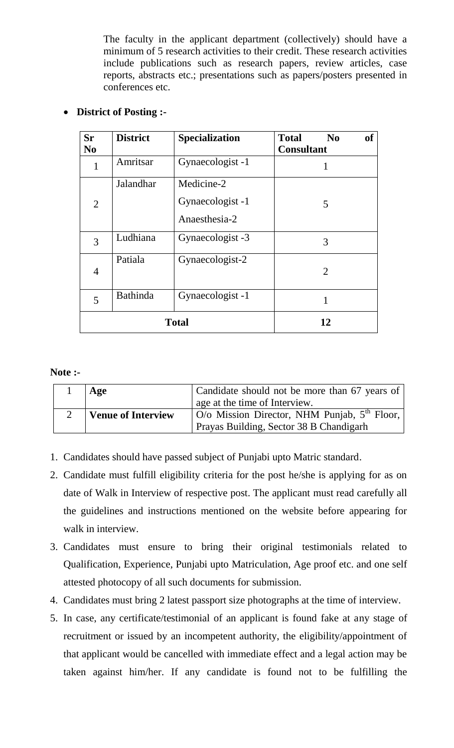The faculty in the applicant department (collectively) should have a minimum of 5 research activities to their credit. These research activities include publications such as research papers, review articles, case reports, abstracts etc.; presentations such as papers/posters presented in conferences etc.

- **District of Posting :-**

| Sr No | District | Specialization | Total No of Consultant |
|---|---|---|---|
| 1 | Amritsar | Gynaecologist -1 | 1 |
| 2 | Jalandhar | Medicine-2<br>Gynaecologist -1<br>Anaesthesia-2 | 5 |
| 3 | Ludhiana | Gynaecologist -3 | 3 |
| 4 | Patiala | Gynaecologist-2 | 2 |
| 5 | Bathinda | Gynaecologist -1 | 1 |
| **Total** | | | **12** |

**Note :-**

| | | |
|---|---|---|
| 1 | **Age** | Candidate should not be more than 67 years of age at the time of Interview. |
| 2 | **Venue of Interview** | O/o Mission Director, NHM Punjab, 5th Floor, Prayas Building, Sector 38 B Chandigarh |

1. Candidates should have passed subject of Punjabi upto Matric standard.
2. Candidate must fulfill eligibility criteria for the post he/she is applying for as on date of Walk in Interview of respective post. The applicant must read carefully all the guidelines and instructions mentioned on the website before appearing for walk in interview.
3. Candidates must ensure to bring their original testimonials related to Qualification, Experience, Punjabi upto Matriculation, Age proof etc. and one self attested photocopy of all such documents for submission.
4. Candidates must bring 2 latest passport size photographs at the time of interview.
5. In case, any certificate/testimonial of an applicant is found fake at any stage of recruitment or issued by an incompetent authority, the eligibility/appointment of that applicant would be cancelled with immediate effect and a legal action may be taken against him/her. If any candidate is found not to be fulfilling the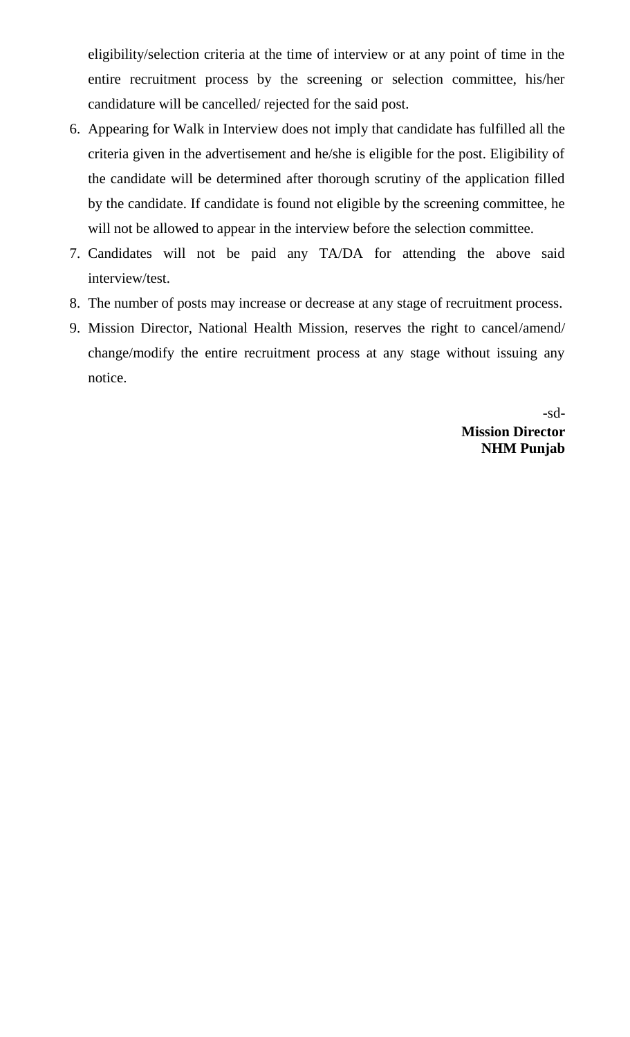eligibility/selection criteria at the time of interview or at any point of time in the entire recruitment process by the screening or selection committee, his/her candidature will be cancelled/ rejected for the said post.

6. Appearing for Walk in Interview does not imply that candidate has fulfilled all the criteria given in the advertisement and he/she is eligible for the post. Eligibility of the candidate will be determined after thorough scrutiny of the application filled by the candidate. If candidate is found not eligible by the screening committee, he will not be allowed to appear in the interview before the selection committee.
7. Candidates will not be paid any TA/DA for attending the above said interview/test.
8. The number of posts may increase or decrease at any stage of recruitment process.
9. Mission Director, National Health Mission, reserves the right to cancel/amend/ change/modify the entire recruitment process at any stage without issuing any notice.

-sd-

**Mission Director**
**NHM Punjab**